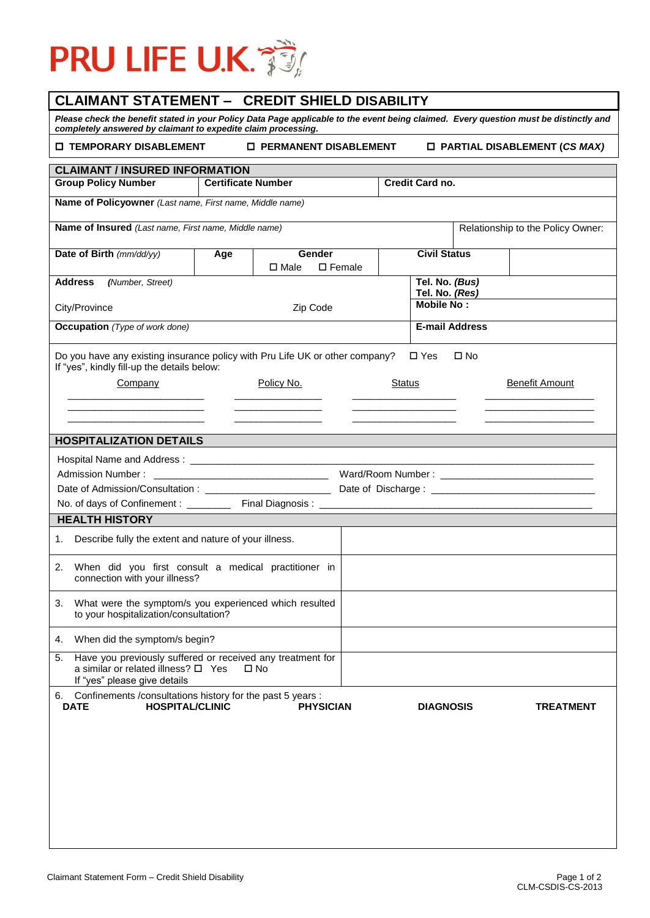# PRU LIFE U.K.

## CLAIMANT STATEMENT – CREDIT SHIELD DISABILITY

***Please check the benefit stated in your Policy Data Page applicable to the event being claimed. Every question must be distinctly and completely answered by claimant to expedite claim processing.***

☐ **TEMPORARY DISABLEMENT** ☐ **PERMANENT DISABLEMENT** ☐ **PARTIAL DISABLEMENT (*CS MAX*)**

### CLAIMANT / INSURED INFORMATION

| **Group Policy Number** | **Certificate Number** | **Credit Card no.** |
|---|---|---|

**Name of Policyowner** *(Last name, First name, Middle name)*

| **Name of Insured** *(Last name, First name, Middle name)* | Relationship to the Policy Owner: |
|---|---|

| **Date of Birth** *(mm/dd/yy)* | **Age** | **Gender** ☐ Male ☐ Female | **Civil Status** | |
|---|---|---|---|---|

| **Address** ***(Number, Street)*** | **Tel. No. *(Bus)*** **Tel. No. *(Res)*** |
|---|---|
| City/Province Zip Code | **Mobile No :** |
| **Occupation** *(Type of work done)* | **E-mail Address** |

Do you have any existing insurance policy with Pru Life UK or other company? ☐ Yes ☐ No
If "yes", kindly fill-up the details below:

| Company | Policy No. | Status | Benefit Amount |
|---|---|---|---|
| | | | |
| | | | |
| | | | |

### HOSPITALIZATION DETAILS

Hospital Name and Address : ______________________________________________

Admission Number : ____________________ Ward/Room Number : ____________________

Date of Admission/Consultation : ____________________ Date of Discharge : ____________________

No. of days of Confinement : ________ Final Diagnosis : ______________________________

### HEALTH HISTORY

| | |
|---|---|
| 1. Describe fully the extent and nature of your illness. | |
| 2. When did you first consult a medical practitioner in connection with your illness? | |
| 3. What were the symptom/s you experienced which resulted to your hospitalization/consultation? | |
| 4. When did the symptom/s begin? | |
| 5. Have you previously suffered or received any treatment for a similar or related illness? ☐ Yes ☐ No If "yes" please give details | |

6. Confinements /consultations history for the past 5 years :

| **DATE** | **HOSPITAL/CLINIC** | **PHYSICIAN** | **DIAGNOSIS** | **TREATMENT** |
|---|---|---|---|---|
| | | | | |

Claimant Statement Form – Credit Shield Disability

CLM-CSDIS-CS-2013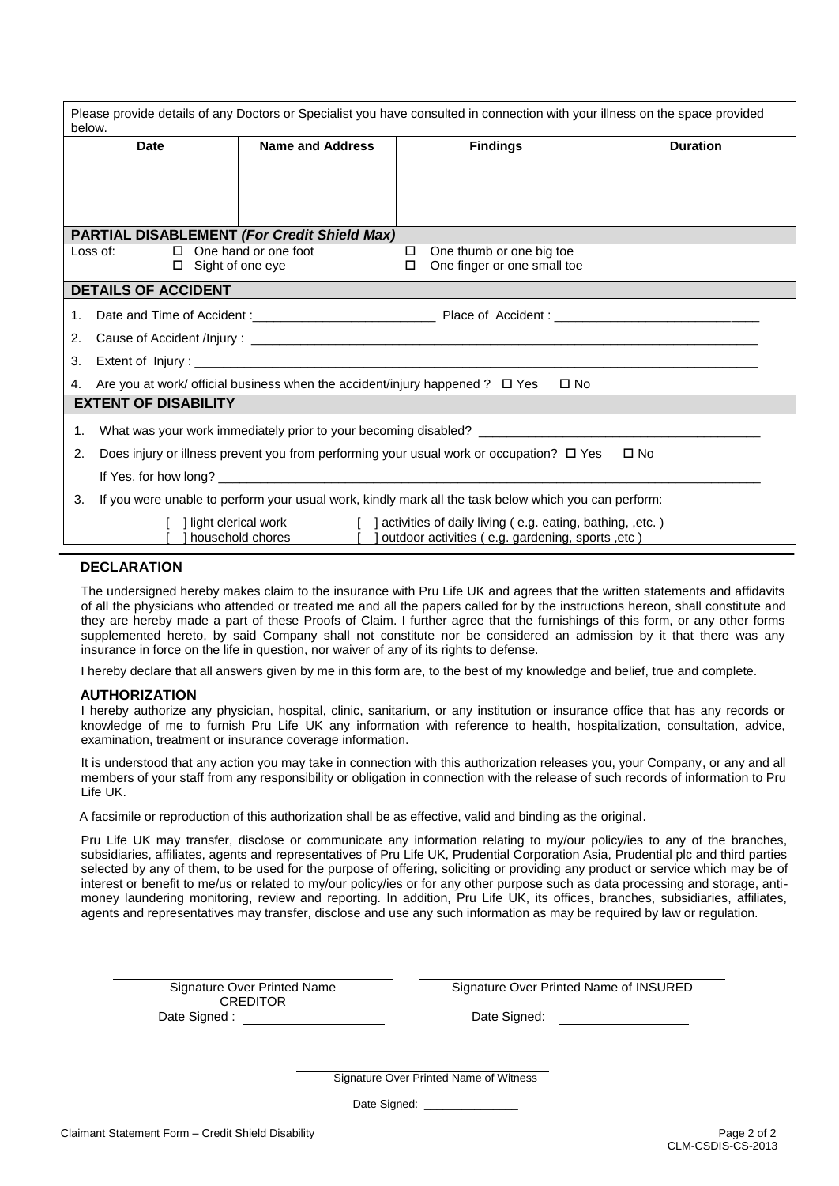Please provide details of any Doctors or Specialist you have consulted in connection with your illness on the space provided below.

| Date | Name and Address | Findings | Duration |
|---|---|---|---|
| | | | |

## PARTIAL DISABLEMENT *(For Credit Shield Max)*

Loss of:
- ☐ One hand or one foot
- ☐ Sight of one eye
- ☐ One thumb or one big toe
- ☐ One finger or one small toe

## DETAILS OF ACCIDENT

1. Date and Time of Accident :_________________________ Place of Accident : ____________________________
2. Cause of Accident /Injury : ____________________________________________________________________________
3. Extent of Injury : _____________________________________________________________________________________
4. Are you at work/ official business when the accident/injury happened ? ☐ Yes ☐ No

## EXTENT OF DISABILITY

1. What was your work immediately prior to your becoming disabled? _______________________________________
2. Does injury or illness prevent you from performing your usual work or occupation? ☐ Yes ☐ No

   If Yes, for how long? ____________________________________________________________________________
3. If you were unable to perform your usual work, kindly mark all the task below which you can perform:

   [ ] light clerical work [ ] activities of daily living ( e.g. eating, bathing, ,etc. )
   [ ] household chores [ ] outdoor activities ( e.g. gardening, sports ,etc )

## DECLARATION

The undersigned hereby makes claim to the insurance with Pru Life UK and agrees that the written statements and affidavits of all the physicians who attended or treated me and all the papers called for by the instructions hereon, shall constitute and they are hereby made a part of these Proofs of Claim. I further agree that the furnishings of this form, or any other forms supplemented hereto, by said Company shall not constitute nor be considered an admission by it that there was any insurance in force on the life in question, nor waiver of any of its rights to defense.

I hereby declare that all answers given by me in this form are, to the best of my knowledge and belief, true and complete.

## AUTHORIZATION

I hereby authorize any physician, hospital, clinic, sanitarium, or any institution or insurance office that has any records or knowledge of me to furnish Pru Life UK any information with reference to health, hospitalization, consultation, advice, examination, treatment or insurance coverage information.

It is understood that any action you may take in connection with this authorization releases you, your Company, or any and all members of your staff from any responsibility or obligation in connection with the release of such records of information to Pru Life UK.

A facsimile or reproduction of this authorization shall be as effective, valid and binding as the original.

Pru Life UK may transfer, disclose or communicate any information relating to my/our policy/ies to any of the branches, subsidiaries, affiliates, agents and representatives of Pru Life UK, Prudential Corporation Asia, Prudential plc and third parties selected by any of them, to be used for the purpose of offering, soliciting or providing any product or service which may be of interest or benefit to me/us or related to my/our policy/ies or for any other purpose such as data processing and storage, anti-money laundering monitoring, review and reporting. In addition, Pru Life UK, its offices, branches, subsidiaries, affiliates, agents and representatives may transfer, disclose and use any such information as may be required by law or regulation.

_______________________________
Signature Over Printed Name
CREDITOR
Date Signed : ___________________

_______________________________
Signature Over Printed Name of INSURED
Date Signed: ___________________

_______________________________
Signature Over Printed Name of Witness
Date Signed: ______________

Claimant Statement Form – Credit Shield Disability

CLM-CSDIS-CS-2013